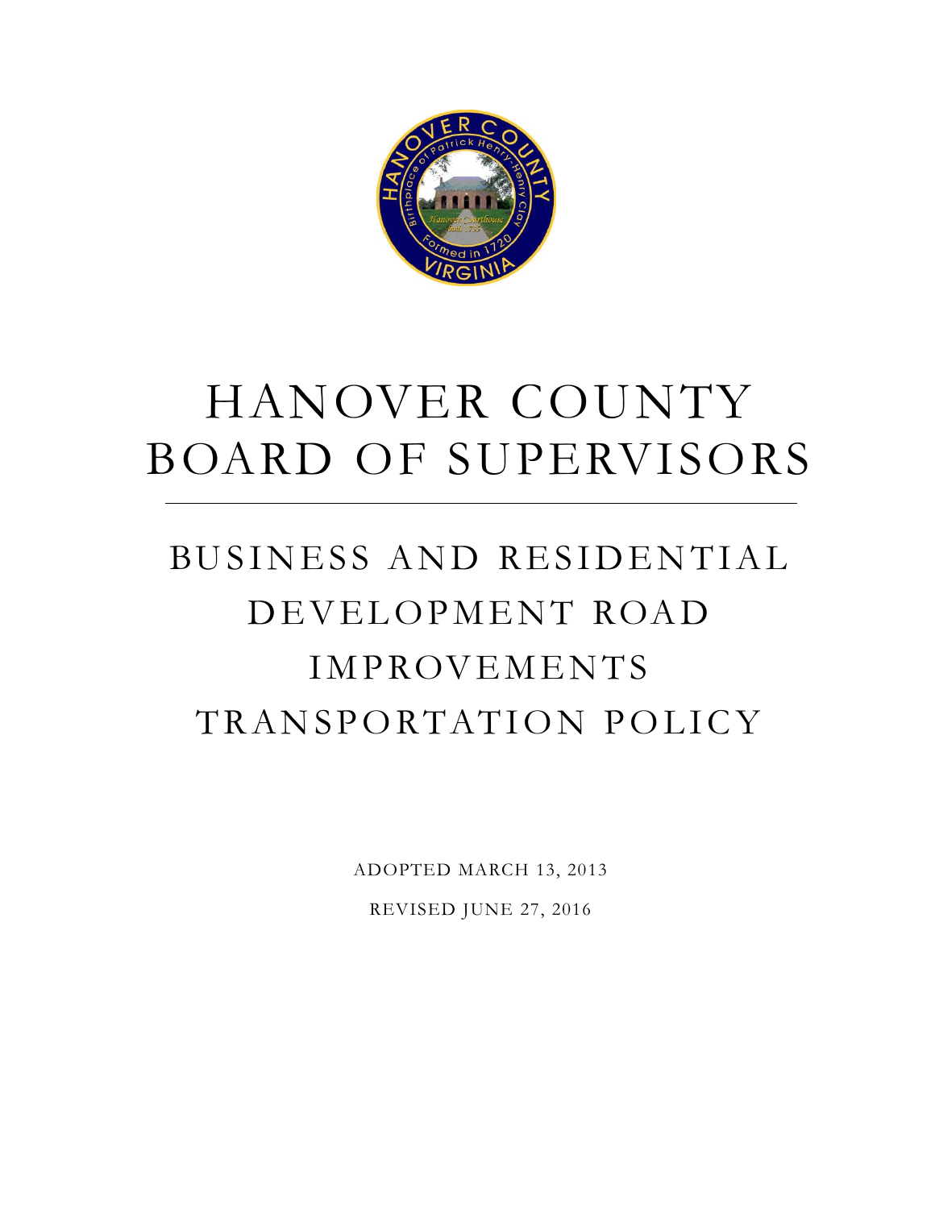# HANOVER COUNTY BOARD OF SUPERVISORS

## BUSINESS AND RESIDENTIAL DEVELOPMENT ROAD IMPROVEMENTS TRANSPORTATION POLICY

ADOPTED MARCH 13, 2013

REVISED JUNE 27, 2016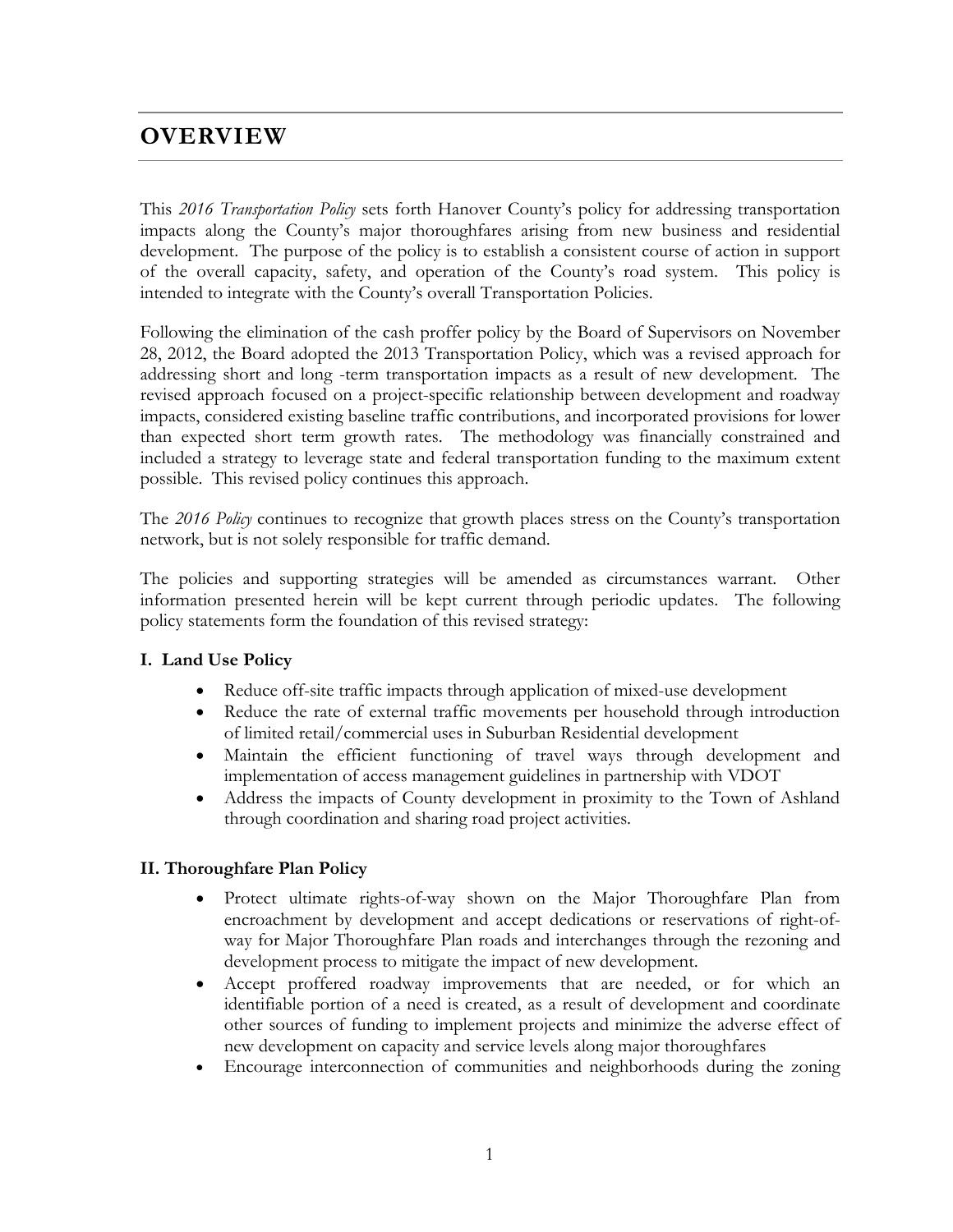# OVERVIEW

This *2016 Transportation Policy* sets forth Hanover County's policy for addressing transportation impacts along the County's major thoroughfares arising from new business and residential development. The purpose of the policy is to establish a consistent course of action in support of the overall capacity, safety, and operation of the County's road system. This policy is intended to integrate with the County's overall Transportation Policies.

Following the elimination of the cash proffer policy by the Board of Supervisors on November 28, 2012, the Board adopted the 2013 Transportation Policy, which was a revised approach for addressing short and long -term transportation impacts as a result of new development. The revised approach focused on a project-specific relationship between development and roadway impacts, considered existing baseline traffic contributions, and incorporated provisions for lower than expected short term growth rates. The methodology was financially constrained and included a strategy to leverage state and federal transportation funding to the maximum extent possible. This revised policy continues this approach.

The *2016 Policy* continues to recognize that growth places stress on the County's transportation network, but is not solely responsible for traffic demand.

The policies and supporting strategies will be amended as circumstances warrant. Other information presented herein will be kept current through periodic updates. The following policy statements form the foundation of this revised strategy:

**I. Land Use Policy**

- Reduce off-site traffic impacts through application of mixed-use development
- Reduce the rate of external traffic movements per household through introduction of limited retail/commercial uses in Suburban Residential development
- Maintain the efficient functioning of travel ways through development and implementation of access management guidelines in partnership with VDOT
- Address the impacts of County development in proximity to the Town of Ashland through coordination and sharing road project activities.

**II. Thoroughfare Plan Policy**

- Protect ultimate rights-of-way shown on the Major Thoroughfare Plan from encroachment by development and accept dedications or reservations of right-of-way for Major Thoroughfare Plan roads and interchanges through the rezoning and development process to mitigate the impact of new development.
- Accept proffered roadway improvements that are needed, or for which an identifiable portion of a need is created, as a result of development and coordinate other sources of funding to implement projects and minimize the adverse effect of new development on capacity and service levels along major thoroughfares
- Encourage interconnection of communities and neighborhoods during the zoning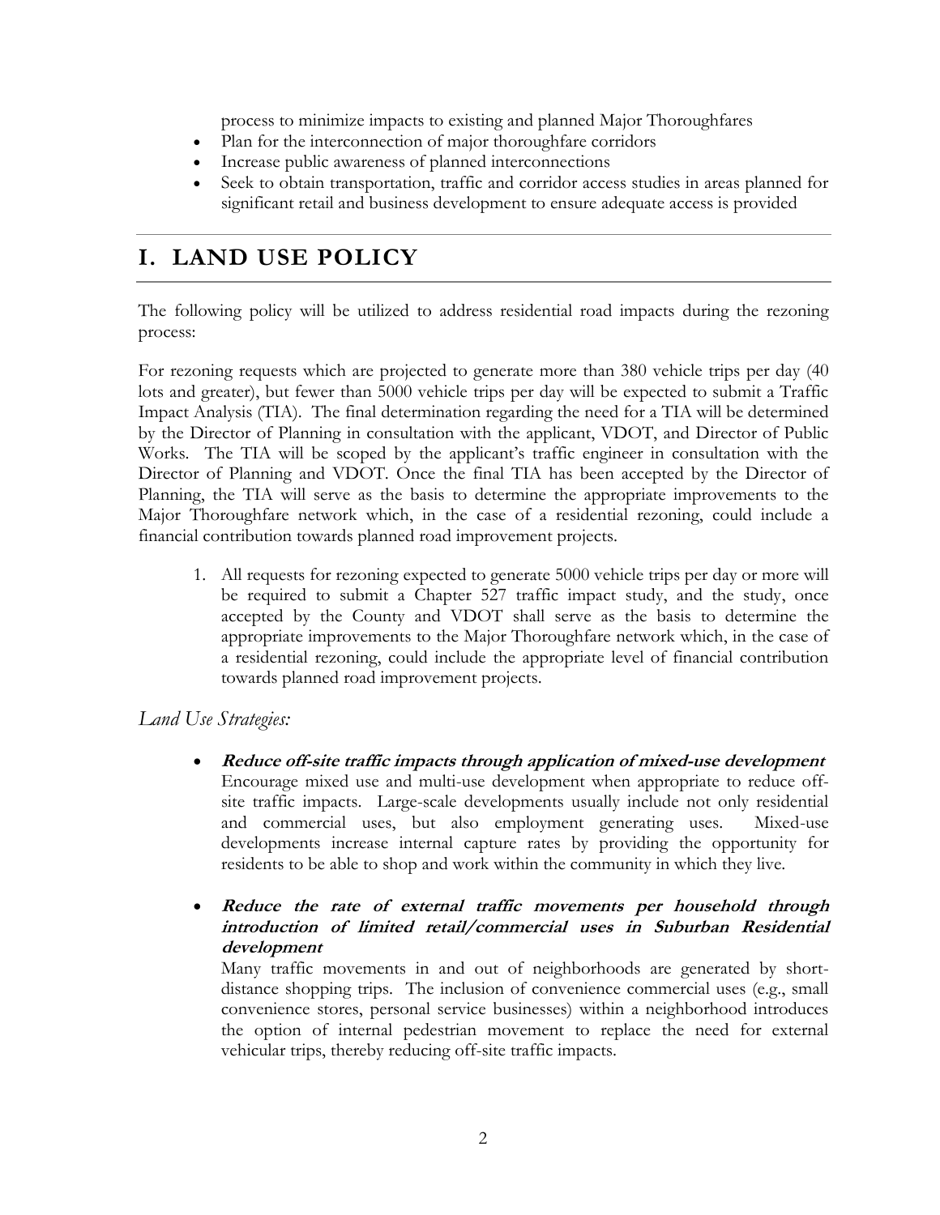process to minimize impacts to existing and planned Major Thoroughfares

- Plan for the interconnection of major thoroughfare corridors
- Increase public awareness of planned interconnections
- Seek to obtain transportation, traffic and corridor access studies in areas planned for significant retail and business development to ensure adequate access is provided

## I. LAND USE POLICY

The following policy will be utilized to address residential road impacts during the rezoning process:

For rezoning requests which are projected to generate more than 380 vehicle trips per day (40 lots and greater), but fewer than 5000 vehicle trips per day will be expected to submit a Traffic Impact Analysis (TIA). The final determination regarding the need for a TIA will be determined by the Director of Planning in consultation with the applicant, VDOT, and Director of Public Works. The TIA will be scoped by the applicant's traffic engineer in consultation with the Director of Planning and VDOT. Once the final TIA has been accepted by the Director of Planning, the TIA will serve as the basis to determine the appropriate improvements to the Major Thoroughfare network which, in the case of a residential rezoning, could include a financial contribution towards planned road improvement projects.

1. All requests for rezoning expected to generate 5000 vehicle trips per day or more will be required to submit a Chapter 527 traffic impact study, and the study, once accepted by the County and VDOT shall serve as the basis to determine the appropriate improvements to the Major Thoroughfare network which, in the case of a residential rezoning, could include the appropriate level of financial contribution towards planned road improvement projects.

### *Land Use Strategies:*

- ***Reduce off-site traffic impacts through application of mixed-use development***
  Encourage mixed use and multi-use development when appropriate to reduce off-site traffic impacts. Large-scale developments usually include not only residential and commercial uses, but also employment generating uses. Mixed-use developments increase internal capture rates by providing the opportunity for residents to be able to shop and work within the community in which they live.

- ***Reduce the rate of external traffic movements per household through introduction of limited retail/commercial uses in Suburban Residential development***
  Many traffic movements in and out of neighborhoods are generated by short-distance shopping trips. The inclusion of convenience commercial uses (e.g., small convenience stores, personal service businesses) within a neighborhood introduces the option of internal pedestrian movement to replace the need for external vehicular trips, thereby reducing off-site traffic impacts.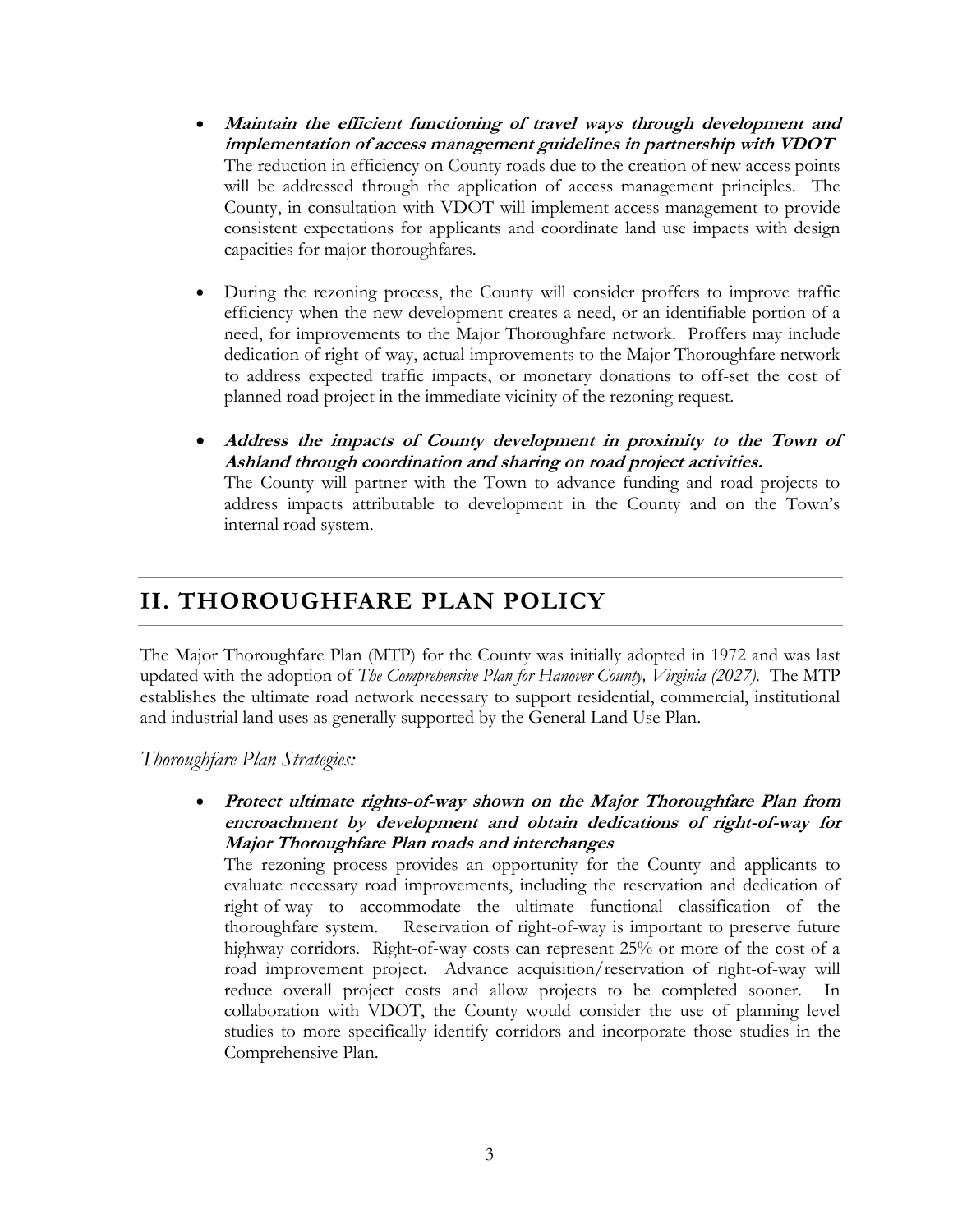- ***Maintain the efficient functioning of travel ways through development and implementation of access management guidelines in partnership with VDOT***
  The reduction in efficiency on County roads due to the creation of new access points will be addressed through the application of access management principles. The County, in consultation with VDOT will implement access management to provide consistent expectations for applicants and coordinate land use impacts with design capacities for major thoroughfares.

- During the rezoning process, the County will consider proffers to improve traffic efficiency when the new development creates a need, or an identifiable portion of a need, for improvements to the Major Thoroughfare network. Proffers may include dedication of right-of-way, actual improvements to the Major Thoroughfare network to address expected traffic impacts, or monetary donations to off-set the cost of planned road project in the immediate vicinity of the rezoning request.

- ***Address the impacts of County development in proximity to the Town of Ashland through coordination and sharing on road project activities.***
  The County will partner with the Town to advance funding and road projects to address impacts attributable to development in the County and on the Town's internal road system.

## II. THOROUGHFARE PLAN POLICY

The Major Thoroughfare Plan (MTP) for the County was initially adopted in 1972 and was last updated with the adoption of *The Comprehensive Plan for Hanover County, Virginia (2027).* The MTP establishes the ultimate road network necessary to support residential, commercial, institutional and industrial land uses as generally supported by the General Land Use Plan.

*Thoroughfare Plan Strategies:*

- ***Protect ultimate rights-of-way shown on the Major Thoroughfare Plan from encroachment by development and obtain dedications of right-of-way for Major Thoroughfare Plan roads and interchanges***
  The rezoning process provides an opportunity for the County and applicants to evaluate necessary road improvements, including the reservation and dedication of right-of-way to accommodate the ultimate functional classification of the thoroughfare system. Reservation of right-of-way is important to preserve future highway corridors. Right-of-way costs can represent 25% or more of the cost of a road improvement project. Advance acquisition/reservation of right-of-way will reduce overall project costs and allow projects to be completed sooner. In collaboration with VDOT, the County would consider the use of planning level studies to more specifically identify corridors and incorporate those studies in the Comprehensive Plan.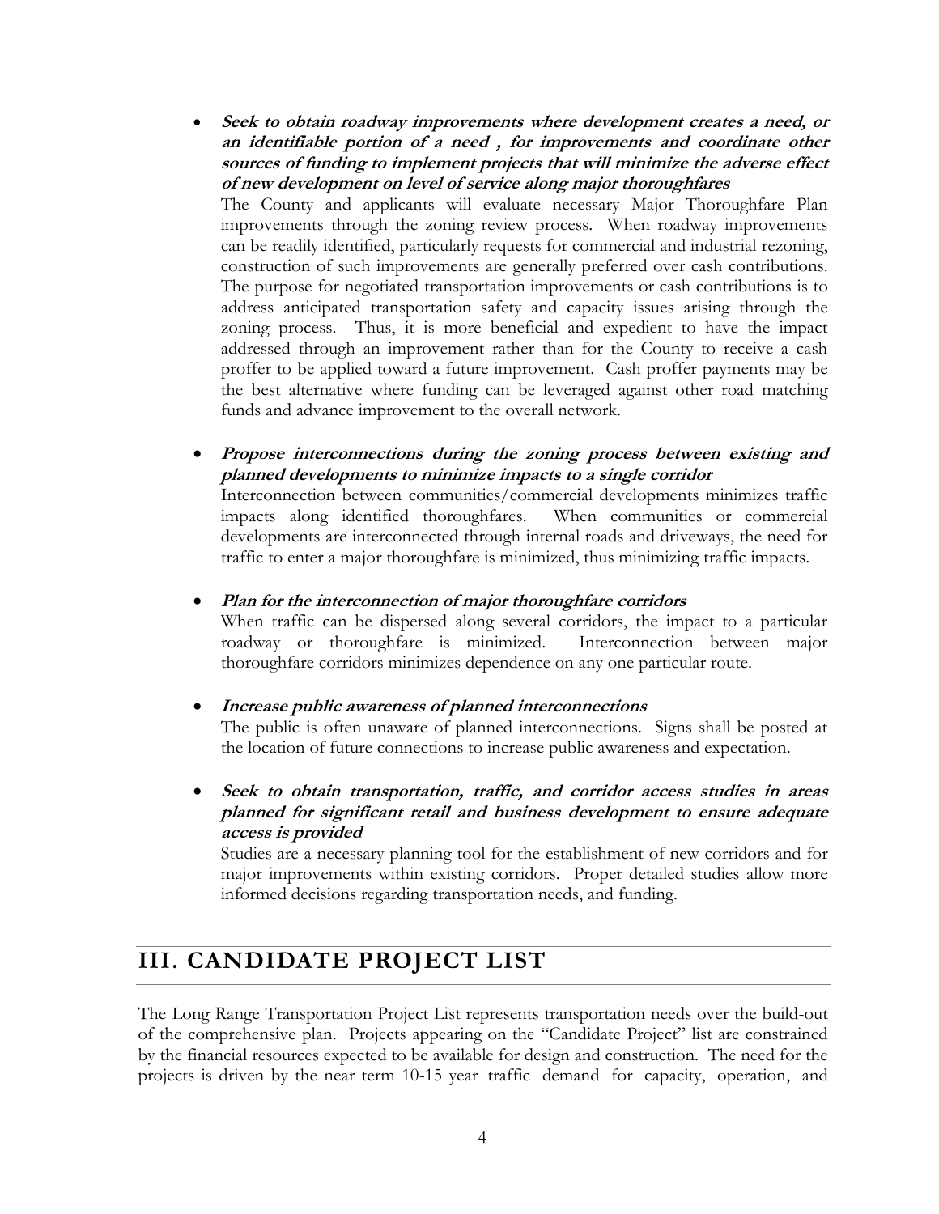- ***Seek to obtain roadway improvements where development creates a need, or an identifiable portion of a need , for improvements and coordinate other sources of funding to implement projects that will minimize the adverse effect of new development on level of service along major thoroughfares***

  The County and applicants will evaluate necessary Major Thoroughfare Plan improvements through the zoning review process. When roadway improvements can be readily identified, particularly requests for commercial and industrial rezoning, construction of such improvements are generally preferred over cash contributions. The purpose for negotiated transportation improvements or cash contributions is to address anticipated transportation safety and capacity issues arising through the zoning process. Thus, it is more beneficial and expedient to have the impact addressed through an improvement rather than for the County to receive a cash proffer to be applied toward a future improvement. Cash proffer payments may be the best alternative where funding can be leveraged against other road matching funds and advance improvement to the overall network.

- ***Propose interconnections during the zoning process between existing and planned developments to minimize impacts to a single corridor***

  Interconnection between communities/commercial developments minimizes traffic impacts along identified thoroughfares. When communities or commercial developments are interconnected through internal roads and driveways, the need for traffic to enter a major thoroughfare is minimized, thus minimizing traffic impacts.

- ***Plan for the interconnection of major thoroughfare corridors***

  When traffic can be dispersed along several corridors, the impact to a particular roadway or thoroughfare is minimized. Interconnection between major thoroughfare corridors minimizes dependence on any one particular route.

- ***Increase public awareness of planned interconnections***

  The public is often unaware of planned interconnections. Signs shall be posted at the location of future connections to increase public awareness and expectation.

- ***Seek to obtain transportation, traffic, and corridor access studies in areas planned for significant retail and business development to ensure adequate access is provided***

  Studies are a necessary planning tool for the establishment of new corridors and for major improvements within existing corridors. Proper detailed studies allow more informed decisions regarding transportation needs, and funding.

## III. CANDIDATE PROJECT LIST

The Long Range Transportation Project List represents transportation needs over the build-out of the comprehensive plan. Projects appearing on the "Candidate Project" list are constrained by the financial resources expected to be available for design and construction. The need for the projects is driven by the near term 10-15 year traffic demand for capacity, operation, and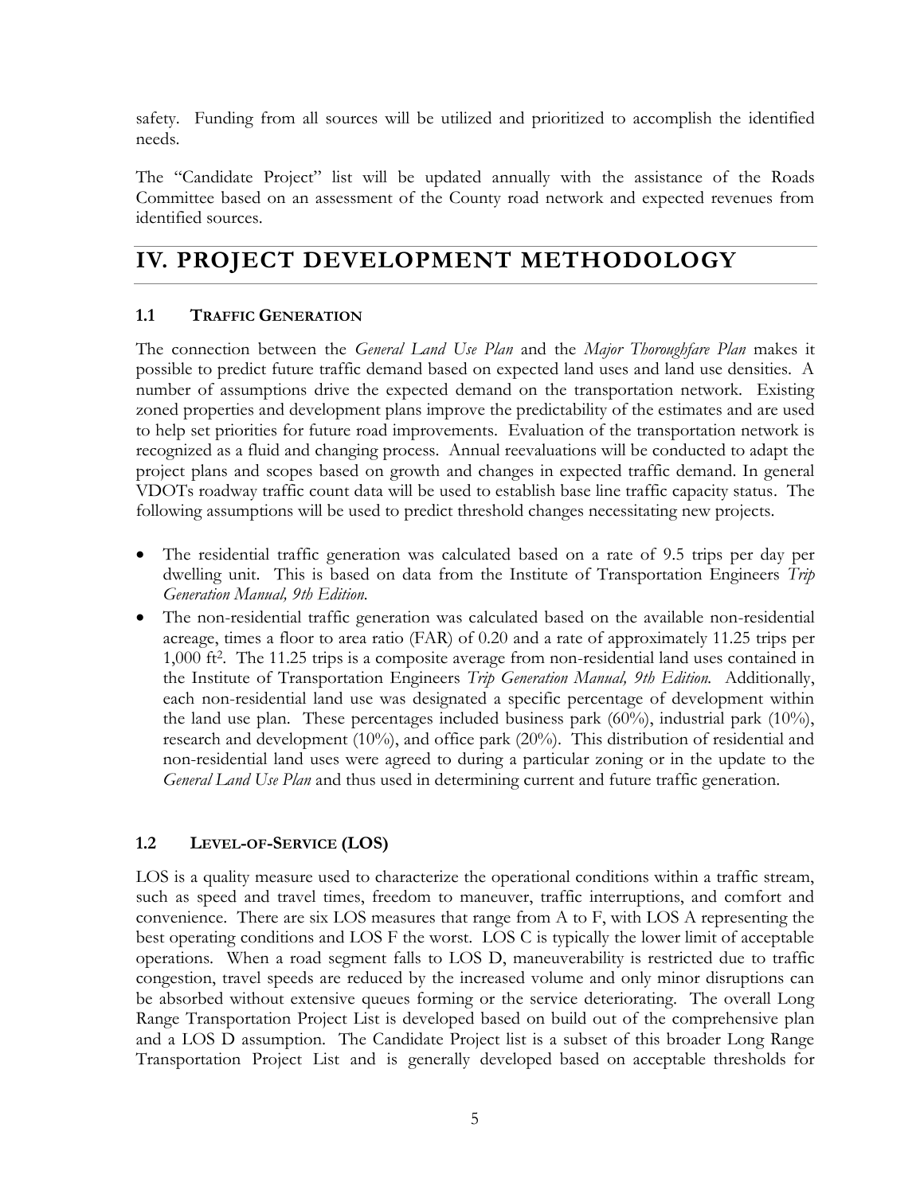safety. Funding from all sources will be utilized and prioritized to accomplish the identified needs.

The "Candidate Project" list will be updated annually with the assistance of the Roads Committee based on an assessment of the County road network and expected revenues from identified sources.

# IV. PROJECT DEVELOPMENT METHODOLOGY

### 1.1 TRAFFIC GENERATION

The connection between the *General Land Use Plan* and the *Major Thoroughfare Plan* makes it possible to predict future traffic demand based on expected land uses and land use densities. A number of assumptions drive the expected demand on the transportation network. Existing zoned properties and development plans improve the predictability of the estimates and are used to help set priorities for future road improvements. Evaluation of the transportation network is recognized as a fluid and changing process. Annual reevaluations will be conducted to adapt the project plans and scopes based on growth and changes in expected traffic demand. In general VDOTs roadway traffic count data will be used to establish base line traffic capacity status. The following assumptions will be used to predict threshold changes necessitating new projects.

- The residential traffic generation was calculated based on a rate of 9.5 trips per day per dwelling unit. This is based on data from the Institute of Transportation Engineers *Trip Generation Manual, 9th Edition.*
- The non-residential traffic generation was calculated based on the available non-residential acreage, times a floor to area ratio (FAR) of 0.20 and a rate of approximately 11.25 trips per 1,000 $ft^2$. The 11.25 trips is a composite average from non-residential land uses contained in the Institute of Transportation Engineers *Trip Generation Manual, 9th Edition.* Additionally, each non-residential land use was designated a specific percentage of development within the land use plan. These percentages included business park (60%), industrial park (10%), research and development (10%), and office park (20%). This distribution of residential and non-residential land uses were agreed to during a particular zoning or in the update to the *General Land Use Plan* and thus used in determining current and future traffic generation.

### 1.2 LEVEL-OF-SERVICE (LOS)

LOS is a quality measure used to characterize the operational conditions within a traffic stream, such as speed and travel times, freedom to maneuver, traffic interruptions, and comfort and convenience. There are six LOS measures that range from A to F, with LOS A representing the best operating conditions and LOS F the worst. LOS C is typically the lower limit of acceptable operations. When a road segment falls to LOS D, maneuverability is restricted due to traffic congestion, travel speeds are reduced by the increased volume and only minor disruptions can be absorbed without extensive queues forming or the service deteriorating. The overall Long Range Transportation Project List is developed based on build out of the comprehensive plan and a LOS D assumption. The Candidate Project list is a subset of this broader Long Range Transportation Project List and is generally developed based on acceptable thresholds for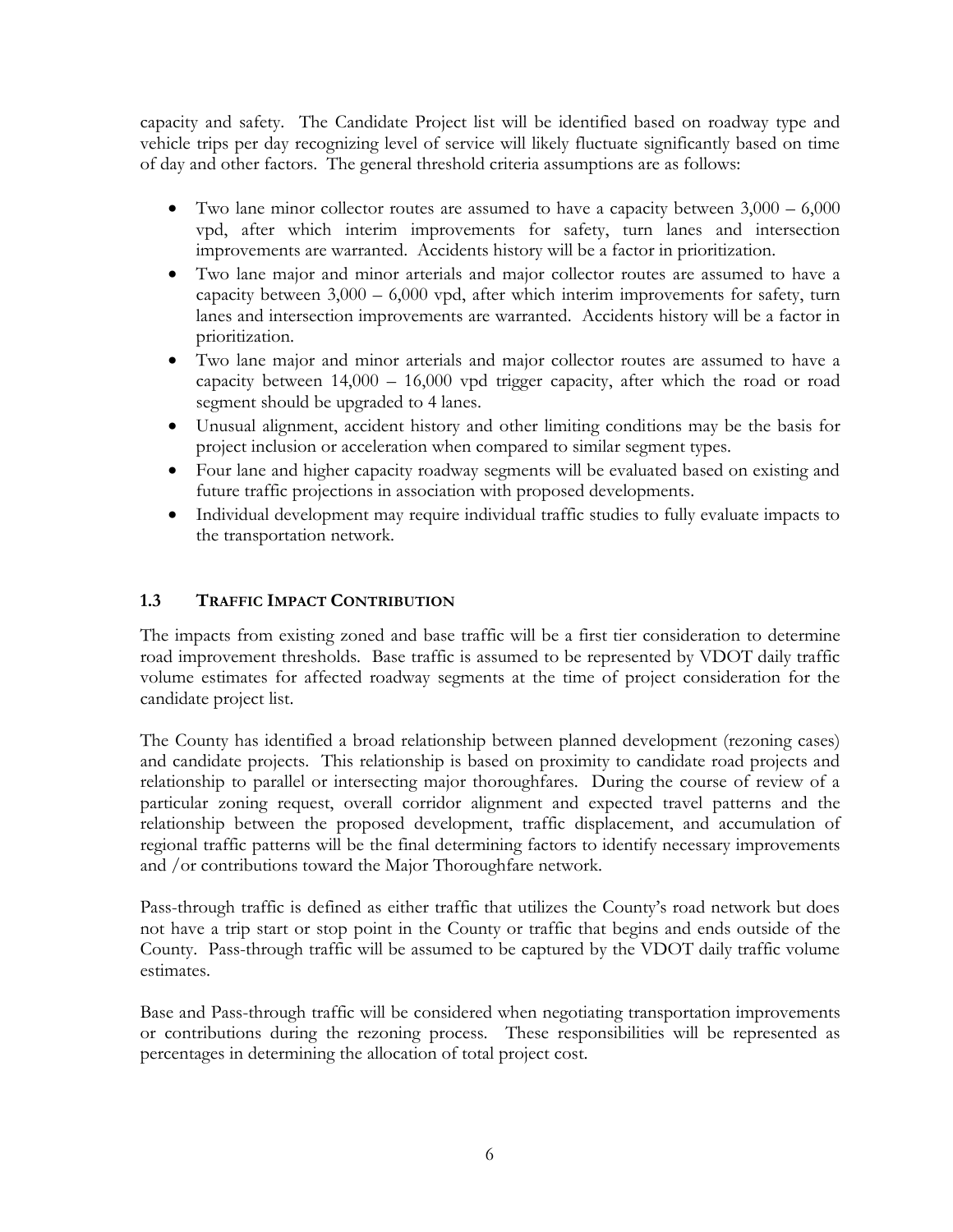capacity and safety. The Candidate Project list will be identified based on roadway type and vehicle trips per day recognizing level of service will likely fluctuate significantly based on time of day and other factors. The general threshold criteria assumptions are as follows:

- Two lane minor collector routes are assumed to have a capacity between 3,000 – 6,000 vpd, after which interim improvements for safety, turn lanes and intersection improvements are warranted. Accidents history will be a factor in prioritization.
- Two lane major and minor arterials and major collector routes are assumed to have a capacity between 3,000 – 6,000 vpd, after which interim improvements for safety, turn lanes and intersection improvements are warranted. Accidents history will be a factor in prioritization.
- Two lane major and minor arterials and major collector routes are assumed to have a capacity between 14,000 – 16,000 vpd trigger capacity, after which the road or road segment should be upgraded to 4 lanes.
- Unusual alignment, accident history and other limiting conditions may be the basis for project inclusion or acceleration when compared to similar segment types.
- Four lane and higher capacity roadway segments will be evaluated based on existing and future traffic projections in association with proposed developments.
- Individual development may require individual traffic studies to fully evaluate impacts to the transportation network.

### 1.3 TRAFFIC IMPACT CONTRIBUTION

The impacts from existing zoned and base traffic will be a first tier consideration to determine road improvement thresholds. Base traffic is assumed to be represented by VDOT daily traffic volume estimates for affected roadway segments at the time of project consideration for the candidate project list.

The County has identified a broad relationship between planned development (rezoning cases) and candidate projects. This relationship is based on proximity to candidate road projects and relationship to parallel or intersecting major thoroughfares. During the course of review of a particular zoning request, overall corridor alignment and expected travel patterns and the relationship between the proposed development, traffic displacement, and accumulation of regional traffic patterns will be the final determining factors to identify necessary improvements and /or contributions toward the Major Thoroughfare network.

Pass-through traffic is defined as either traffic that utilizes the County's road network but does not have a trip start or stop point in the County or traffic that begins and ends outside of the County. Pass-through traffic will be assumed to be captured by the VDOT daily traffic volume estimates.

Base and Pass-through traffic will be considered when negotiating transportation improvements or contributions during the rezoning process. These responsibilities will be represented as percentages in determining the allocation of total project cost.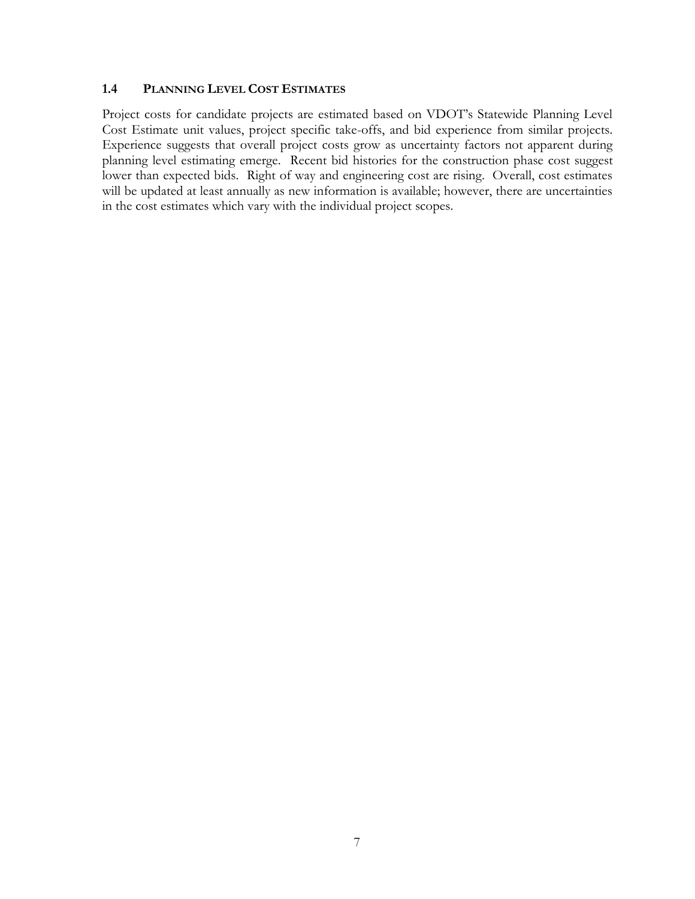### 1.4 PLANNING LEVEL COST ESTIMATES

Project costs for candidate projects are estimated based on VDOT's Statewide Planning Level Cost Estimate unit values, project specific take-offs, and bid experience from similar projects. Experience suggests that overall project costs grow as uncertainty factors not apparent during planning level estimating emerge. Recent bid histories for the construction phase cost suggest lower than expected bids. Right of way and engineering cost are rising. Overall, cost estimates will be updated at least annually as new information is available; however, there are uncertainties in the cost estimates which vary with the individual project scopes.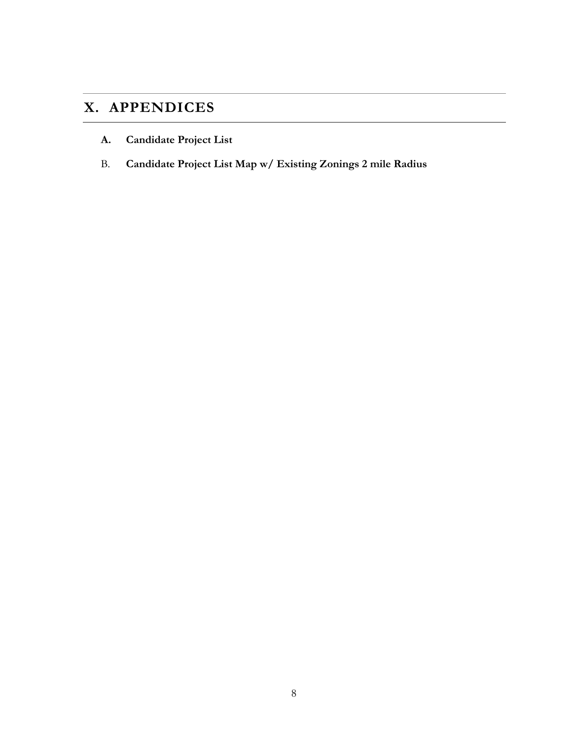# X. APPENDICES

**A. Candidate Project List**

B. **Candidate Project List Map w/ Existing Zonings 2 mile Radius**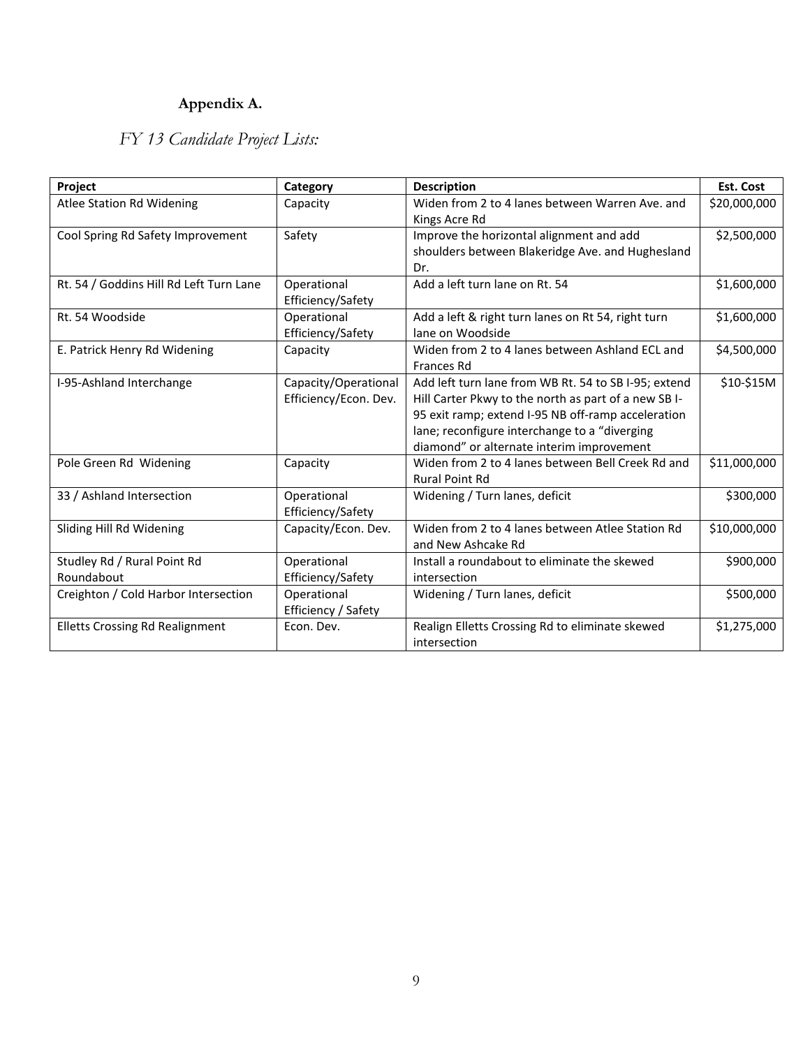## Appendix A.

*FY 13 Candidate Project Lists:*

| Project | Category | Description | Est. Cost |
|---|---|---|---|
| Atlee Station Rd Widening | Capacity | Widen from 2 to 4 lanes between Warren Ave. and Kings Acre Rd | $20,000,000 |
| Cool Spring Rd Safety Improvement | Safety | Improve the horizontal alignment and add shoulders between Blakeridge Ave. and Hughesland Dr. | $2,500,000 |
| Rt. 54 / Goddins Hill Rd Left Turn Lane | Operational Efficiency/Safety | Add a left turn lane on Rt. 54 | $1,600,000 |
| Rt. 54 Woodside | Operational Efficiency/Safety | Add a left & right turn lanes on Rt 54, right turn lane on Woodside | $1,600,000 |
| E. Patrick Henry Rd Widening | Capacity | Widen from 2 to 4 lanes between Ashland ECL and Frances Rd | $4,500,000 |
| I-95-Ashland Interchange | Capacity/Operational Efficiency/Econ. Dev. | Add left turn lane from WB Rt. 54 to SB I-95; extend Hill Carter Pkwy to the north as part of a new SB I-95 exit ramp; extend I-95 NB off-ramp acceleration lane; reconfigure interchange to a "diverging diamond" or alternate interim improvement | $10-$15M |
| Pole Green Rd Widening | Capacity | Widen from 2 to 4 lanes between Bell Creek Rd and Rural Point Rd | $11,000,000 |
| 33 / Ashland Intersection | Operational Efficiency/Safety | Widening / Turn lanes, deficit | $300,000 |
| Sliding Hill Rd Widening | Capacity/Econ. Dev. | Widen from 2 to 4 lanes between Atlee Station Rd and New Ashcake Rd | $10,000,000 |
| Studley Rd / Rural Point Rd Roundabout | Operational Efficiency/Safety | Install a roundabout to eliminate the skewed intersection | $900,000 |
| Creighton / Cold Harbor Intersection | Operational Efficiency / Safety | Widening / Turn lanes, deficit | $500,000 |
| Elletts Crossing Rd Realignment | Econ. Dev. | Realign Elletts Crossing Rd to eliminate skewed intersection | $1,275,000 |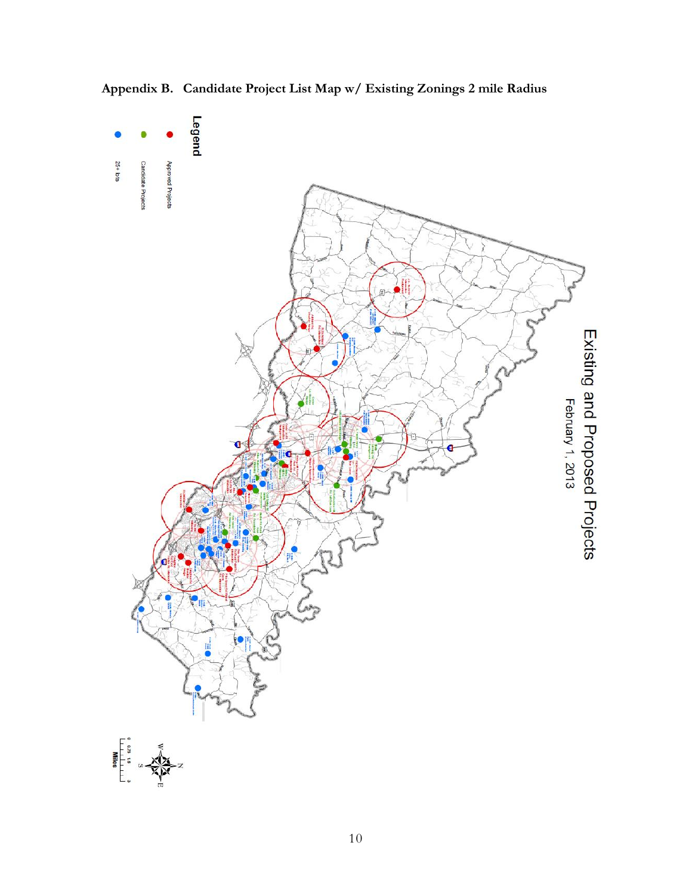**Appendix B. Candidate Project List Map w/ Existing Zonings 2 mile Radius**

Existing and Proposed Projects

February 1, 2013

Legend

Approved Projects

Candidate Projects

25+ lots

Miles

0 0.75 1.5 3